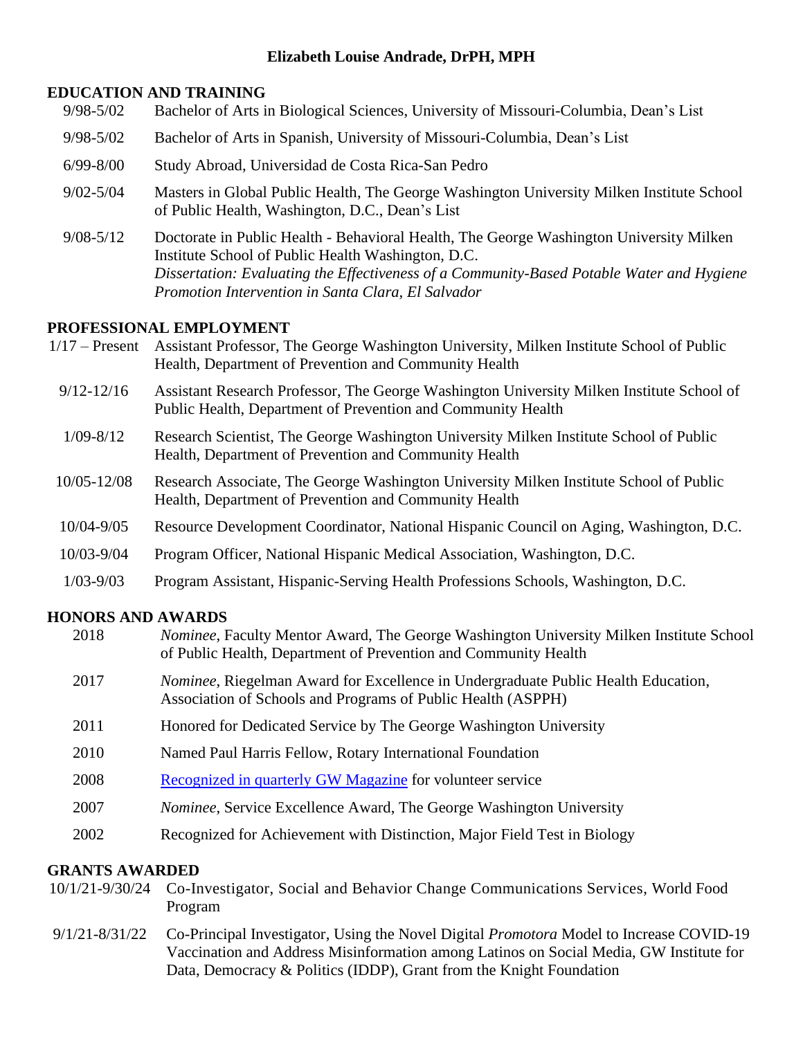**Elizabeth Louise Andrade, DrPH, MPH**

## EDUCATION AND TRAINING

| | |
|---|---|
| 9/98-5/02 | Bachelor of Arts in Biological Sciences, University of Missouri-Columbia, Dean's List |
| 9/98-5/02 | Bachelor of Arts in Spanish, University of Missouri-Columbia, Dean's List |
| 6/99-8/00 | Study Abroad, Universidad de Costa Rica-San Pedro |
| 9/02-5/04 | Masters in Global Public Health, The George Washington University Milken Institute School of Public Health, Washington, D.C., Dean's List |
| 9/08-5/12 | Doctorate in Public Health - Behavioral Health, The George Washington University Milken Institute School of Public Health Washington, D.C. *Dissertation: Evaluating the Effectiveness of a Community-Based Potable Water and Hygiene Promotion Intervention in Santa Clara, El Salvador* |

## PROFESSIONAL EMPLOYMENT

| | |
|---|---|
| 1/17 – Present | Assistant Professor, The George Washington University, Milken Institute School of Public Health, Department of Prevention and Community Health |
| 9/12-12/16 | Assistant Research Professor, The George Washington University Milken Institute School of Public Health, Department of Prevention and Community Health |
| 1/09-8/12 | Research Scientist, The George Washington University Milken Institute School of Public Health, Department of Prevention and Community Health |
| 10/05-12/08 | Research Associate, The George Washington University Milken Institute School of Public Health, Department of Prevention and Community Health |
| 10/04-9/05 | Resource Development Coordinator, National Hispanic Council on Aging, Washington, D.C. |
| 10/03-9/04 | Program Officer, National Hispanic Medical Association, Washington, D.C. |
| 1/03-9/03 | Program Assistant, Hispanic-Serving Health Professions Schools, Washington, D.C. |

## HONORS AND AWARDS

| | |
|---|---|
| 2018 | *Nominee*, Faculty Mentor Award, The George Washington University Milken Institute School of Public Health, Department of Prevention and Community Health |
| 2017 | *Nominee*, Riegelman Award for Excellence in Undergraduate Public Health Education, Association of Schools and Programs of Public Health (ASPPH) |
| 2011 | Honored for Dedicated Service by The George Washington University |
| 2010 | Named Paul Harris Fellow, Rotary International Foundation |
| 2008 | Recognized in quarterly GW Magazine for volunteer service |
| 2007 | *Nominee*, Service Excellence Award, The George Washington University |
| 2002 | Recognized for Achievement with Distinction, Major Field Test in Biology |

## GRANTS AWARDED

| | |
|---|---|
| 10/1/21-9/30/24 | Co-Investigator, Social and Behavior Change Communications Services, World Food Program |
| 9/1/21-8/31/22 | Co-Principal Investigator, Using the Novel Digital *Promotora* Model to Increase COVID-19 Vaccination and Address Misinformation among Latinos on Social Media, GW Institute for Data, Democracy & Politics (IDDP), Grant from the Knight Foundation |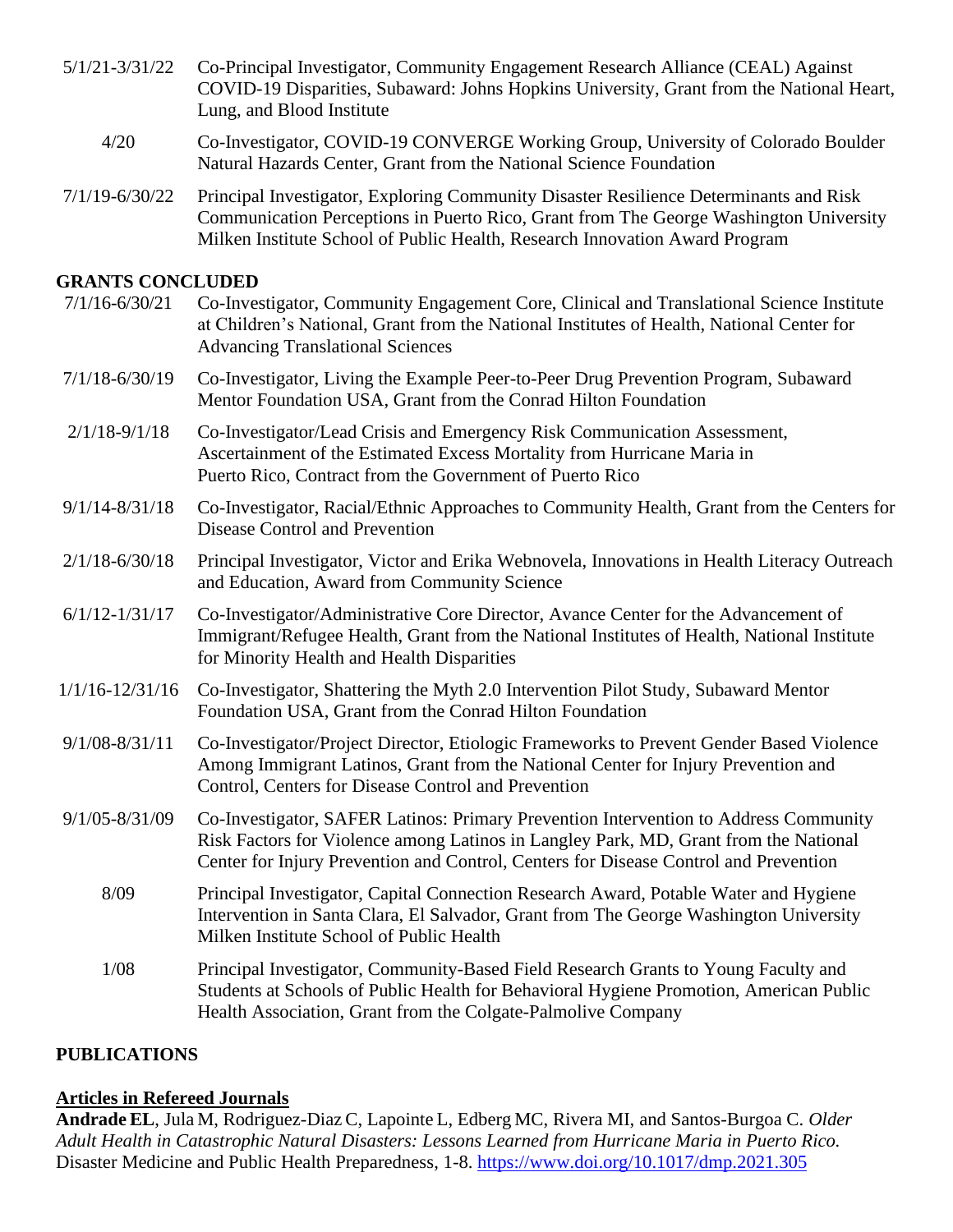5/1/21-3/31/22 Co-Principal Investigator, Community Engagement Research Alliance (CEAL) Against COVID-19 Disparities, Subaward: Johns Hopkins University, Grant from the National Heart, Lung, and Blood Institute

4/20 Co-Investigator, COVID-19 CONVERGE Working Group, University of Colorado Boulder Natural Hazards Center, Grant from the National Science Foundation

7/1/19-6/30/22 Principal Investigator, Exploring Community Disaster Resilience Determinants and Risk Communication Perceptions in Puerto Rico, Grant from The George Washington University Milken Institute School of Public Health, Research Innovation Award Program

**GRANTS CONCLUDED**

7/1/16-6/30/21 Co-Investigator, Community Engagement Core, Clinical and Translational Science Institute at Children's National, Grant from the National Institutes of Health, National Center for Advancing Translational Sciences

7/1/18-6/30/19 Co-Investigator, Living the Example Peer-to-Peer Drug Prevention Program, Subaward Mentor Foundation USA, Grant from the Conrad Hilton Foundation

2/1/18-9/1/18 Co-Investigator/Lead Crisis and Emergency Risk Communication Assessment, Ascertainment of the Estimated Excess Mortality from Hurricane Maria in Puerto Rico, Contract from the Government of Puerto Rico

9/1/14-8/31/18 Co-Investigator, Racial/Ethnic Approaches to Community Health, Grant from the Centers for Disease Control and Prevention

2/1/18-6/30/18 Principal Investigator, Victor and Erika Webnovela, Innovations in Health Literacy Outreach and Education, Award from Community Science

6/1/12-1/31/17 Co-Investigator/Administrative Core Director, Avance Center for the Advancement of Immigrant/Refugee Health, Grant from the National Institutes of Health, National Institute for Minority Health and Health Disparities

1/1/16-12/31/16 Co-Investigator, Shattering the Myth 2.0 Intervention Pilot Study, Subaward Mentor Foundation USA, Grant from the Conrad Hilton Foundation

9/1/08-8/31/11 Co-Investigator/Project Director, Etiologic Frameworks to Prevent Gender Based Violence Among Immigrant Latinos, Grant from the National Center for Injury Prevention and Control, Centers for Disease Control and Prevention

9/1/05-8/31/09 Co-Investigator, SAFER Latinos: Primary Prevention Intervention to Address Community Risk Factors for Violence among Latinos in Langley Park, MD, Grant from the National Center for Injury Prevention and Control, Centers for Disease Control and Prevention

8/09 Principal Investigator, Capital Connection Research Award, Potable Water and Hygiene Intervention in Santa Clara, El Salvador, Grant from The George Washington University Milken Institute School of Public Health

1/08 Principal Investigator, Community-Based Field Research Grants to Young Faculty and Students at Schools of Public Health for Behavioral Hygiene Promotion, American Public Health Association, Grant from the Colgate-Palmolive Company

**PUBLICATIONS**

**Articles in Refereed Journals**

**Andrade EL**, Jula M, Rodriguez-Diaz C, Lapointe L, Edberg MC, Rivera MI, and Santos-Burgoa C. *Older Adult Health in Catastrophic Natural Disasters: Lessons Learned from Hurricane Maria in Puerto Rico.* Disaster Medicine and Public Health Preparedness, 1-8. https://www.doi.org/10.1017/dmp.2021.305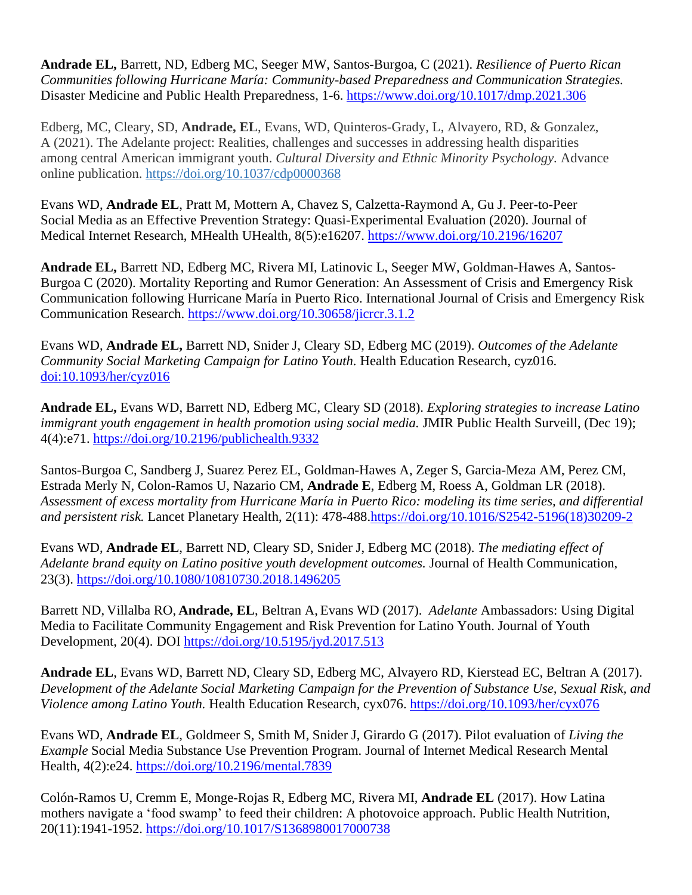**Andrade EL,** Barrett, ND, Edberg MC, Seeger MW, Santos-Burgoa, C (2021). *Resilience of Puerto Rican Communities following Hurricane María: Community-based Preparedness and Communication Strategies.* Disaster Medicine and Public Health Preparedness, 1-6. https://www.doi.org/10.1017/dmp.2021.306

Edberg, MC, Cleary, SD, **Andrade, EL**, Evans, WD, Quinteros-Grady, L, Alvayero, RD, & Gonzalez, A (2021). The Adelante project: Realities, challenges and successes in addressing health disparities among central American immigrant youth. *Cultural Diversity and Ethnic Minority Psychology.* Advance online publication. https://doi.org/10.1037/cdp0000368

Evans WD, **Andrade EL**, Pratt M, Mottern A, Chavez S, Calzetta-Raymond A, Gu J. Peer-to-Peer Social Media as an Effective Prevention Strategy: Quasi-Experimental Evaluation (2020). Journal of Medical Internet Research, MHealth UHealth, 8(5):e16207. https://www.doi.org/10.2196/16207

**Andrade EL,** Barrett ND, Edberg MC, Rivera MI, Latinovic L, Seeger MW, Goldman-Hawes A, Santos-Burgoa C (2020). Mortality Reporting and Rumor Generation: An Assessment of Crisis and Emergency Risk Communication following Hurricane María in Puerto Rico. International Journal of Crisis and Emergency Risk Communication Research. https://www.doi.org/10.30658/jicrcr.3.1.2

Evans WD, **Andrade EL,** Barrett ND, Snider J, Cleary SD, Edberg MC (2019). *Outcomes of the Adelante Community Social Marketing Campaign for Latino Youth.* Health Education Research, cyz016. doi:10.1093/her/cyz016

**Andrade EL,** Evans WD, Barrett ND, Edberg MC, Cleary SD (2018). *Exploring strategies to increase Latino immigrant youth engagement in health promotion using social media.* JMIR Public Health Surveill, (Dec 19); 4(4):e71. https://doi.org/10.2196/publichealth.9332

Santos-Burgoa C, Sandberg J, Suarez Perez EL, Goldman-Hawes A, Zeger S, Garcia-Meza AM, Perez CM, Estrada Merly N, Colon-Ramos U, Nazario CM, **Andrade E**, Edberg M, Roess A, Goldman LR (2018). *Assessment of excess mortality from Hurricane María in Puerto Rico: modeling its time series, and differential and persistent risk.* Lancet Planetary Health, 2(11): 478-488.https://doi.org/10.1016/S2542-5196(18)30209-2

Evans WD, **Andrade EL**, Barrett ND, Cleary SD, Snider J, Edberg MC (2018). *The mediating effect of Adelante brand equity on Latino positive youth development outcomes.* Journal of Health Communication, 23(3). https://doi.org/10.1080/10810730.2018.1496205

Barrett ND, Villalba RO, **Andrade, EL**, Beltran A, Evans WD (2017). *Adelante* Ambassadors: Using Digital Media to Facilitate Community Engagement and Risk Prevention for Latino Youth. Journal of Youth Development, 20(4). DOI https://doi.org/10.5195/jyd.2017.513

**Andrade EL**, Evans WD, Barrett ND, Cleary SD, Edberg MC, Alvayero RD, Kierstead EC, Beltran A (2017). *Development of the Adelante Social Marketing Campaign for the Prevention of Substance Use, Sexual Risk, and Violence among Latino Youth.* Health Education Research, cyx076. https://doi.org/10.1093/her/cyx076

Evans WD, **Andrade EL**, Goldmeer S, Smith M, Snider J, Girardo G (2017). Pilot evaluation of *Living the Example* Social Media Substance Use Prevention Program. Journal of Internet Medical Research Mental Health, 4(2):e24. https://doi.org/10.2196/mental.7839

Colón-Ramos U, Cremm E, Monge-Rojas R, Edberg MC, Rivera MI, **Andrade EL** (2017). How Latina mothers navigate a 'food swamp' to feed their children: A photovoice approach. Public Health Nutrition, 20(11):1941-1952. https://doi.org/10.1017/S1368980017000738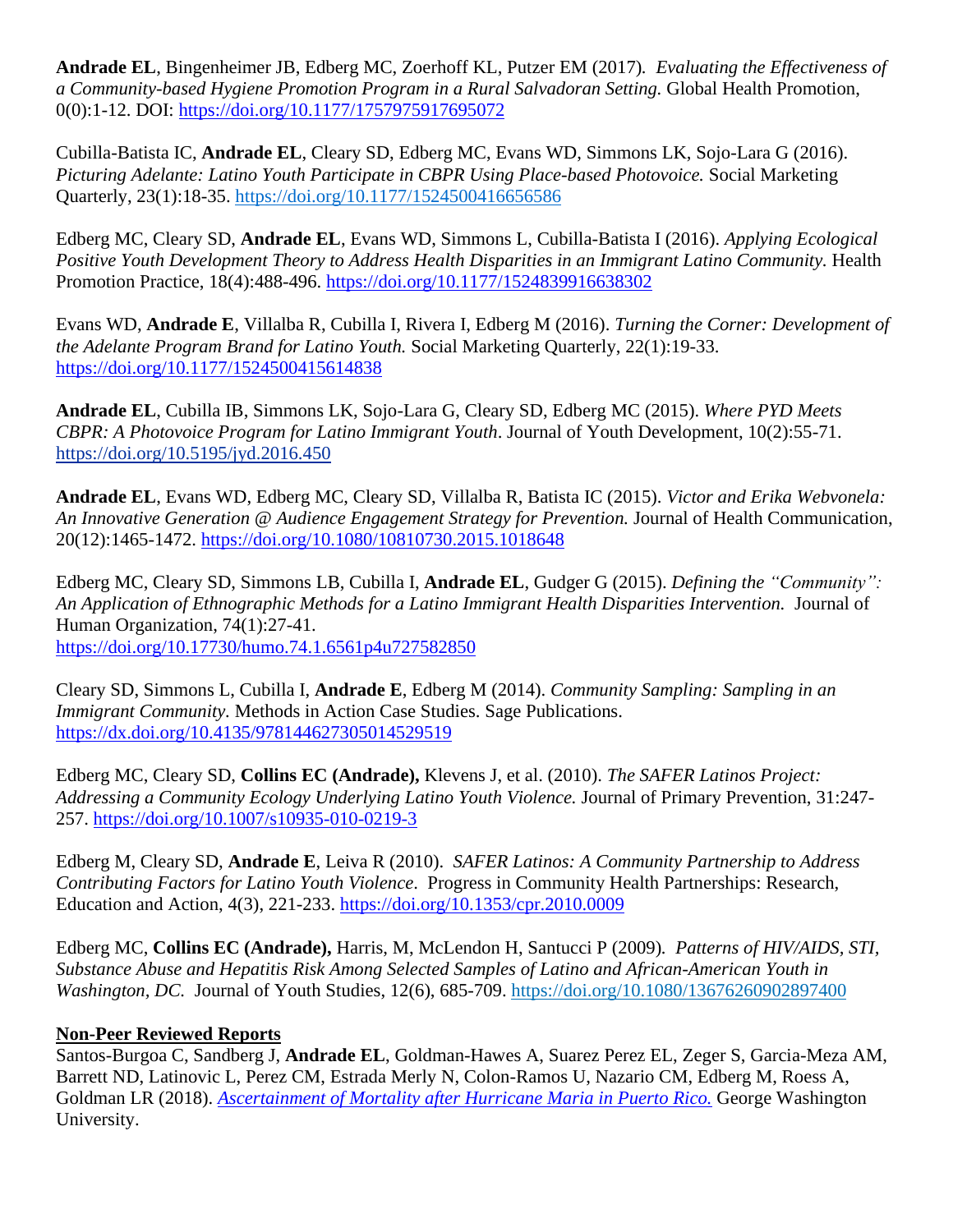**Andrade EL**, Bingenheimer JB, Edberg MC, Zoerhoff KL, Putzer EM (2017). *Evaluating the Effectiveness of a Community-based Hygiene Promotion Program in a Rural Salvadoran Setting.* Global Health Promotion, 0(0):1-12. DOI: https://doi.org/10.1177/1757975917695072

Cubilla-Batista IC, **Andrade EL**, Cleary SD, Edberg MC, Evans WD, Simmons LK, Sojo-Lara G (2016). *Picturing Adelante: Latino Youth Participate in CBPR Using Place-based Photovoice.* Social Marketing Quarterly, 23(1):18-35. https://doi.org/10.1177/1524500416656586

Edberg MC, Cleary SD, **Andrade EL**, Evans WD, Simmons L, Cubilla-Batista I (2016). *Applying Ecological Positive Youth Development Theory to Address Health Disparities in an Immigrant Latino Community.* Health Promotion Practice, 18(4):488-496. https://doi.org/10.1177/1524839916638302

Evans WD, **Andrade E**, Villalba R, Cubilla I, Rivera I, Edberg M (2016). *Turning the Corner: Development of the Adelante Program Brand for Latino Youth.* Social Marketing Quarterly, 22(1):19-33. https://doi.org/10.1177/1524500415614838

**Andrade EL**, Cubilla IB, Simmons LK, Sojo-Lara G, Cleary SD, Edberg MC (2015). *Where PYD Meets CBPR: A Photovoice Program for Latino Immigrant Youth*. Journal of Youth Development, 10(2):55-71. https://doi.org/10.5195/jyd.2016.450

**Andrade EL**, Evans WD, Edberg MC, Cleary SD, Villalba R, Batista IC (2015). *Victor and Erika Webvonela: An Innovative Generation @ Audience Engagement Strategy for Prevention.* Journal of Health Communication, 20(12):1465-1472. https://doi.org/10.1080/10810730.2015.1018648

Edberg MC, Cleary SD, Simmons LB, Cubilla I, **Andrade EL**, Gudger G (2015). *Defining the "Community": An Application of Ethnographic Methods for a Latino Immigrant Health Disparities Intervention.* Journal of Human Organization, 74(1):27-41. https://doi.org/10.17730/humo.74.1.6561p4u727582850

Cleary SD, Simmons L, Cubilla I, **Andrade E**, Edberg M (2014). *Community Sampling: Sampling in an Immigrant Community*. Methods in Action Case Studies. Sage Publications. https://dx.doi.org/10.4135/978144627305014529519

Edberg MC, Cleary SD, **Collins EC (Andrade),** Klevens J, et al. (2010). *The SAFER Latinos Project: Addressing a Community Ecology Underlying Latino Youth Violence.* Journal of Primary Prevention, 31:247-257. https://doi.org/10.1007/s10935-010-0219-3

Edberg M, Cleary SD, **Andrade E**, Leiva R (2010). *SAFER Latinos: A Community Partnership to Address Contributing Factors for Latino Youth Violence*. Progress in Community Health Partnerships: Research, Education and Action, 4(3), 221-233. https://doi.org/10.1353/cpr.2010.0009

Edberg MC, **Collins EC (Andrade),** Harris, M, McLendon H, Santucci P (2009). *Patterns of HIV/AIDS, STI, Substance Abuse and Hepatitis Risk Among Selected Samples of Latino and African-American Youth in Washington, DC.* Journal of Youth Studies, 12(6), 685-709. https://doi.org/10.1080/13676260902897400

**Non-Peer Reviewed Reports**

Santos-Burgoa C, Sandberg J, **Andrade EL**, Goldman-Hawes A, Suarez Perez EL, Zeger S, Garcia-Meza AM, Barrett ND, Latinovic L, Perez CM, Estrada Merly N, Colon-Ramos U, Nazario CM, Edberg M, Roess A, Goldman LR (2018). *Ascertainment of Mortality after Hurricane Maria in Puerto Rico.* George Washington University.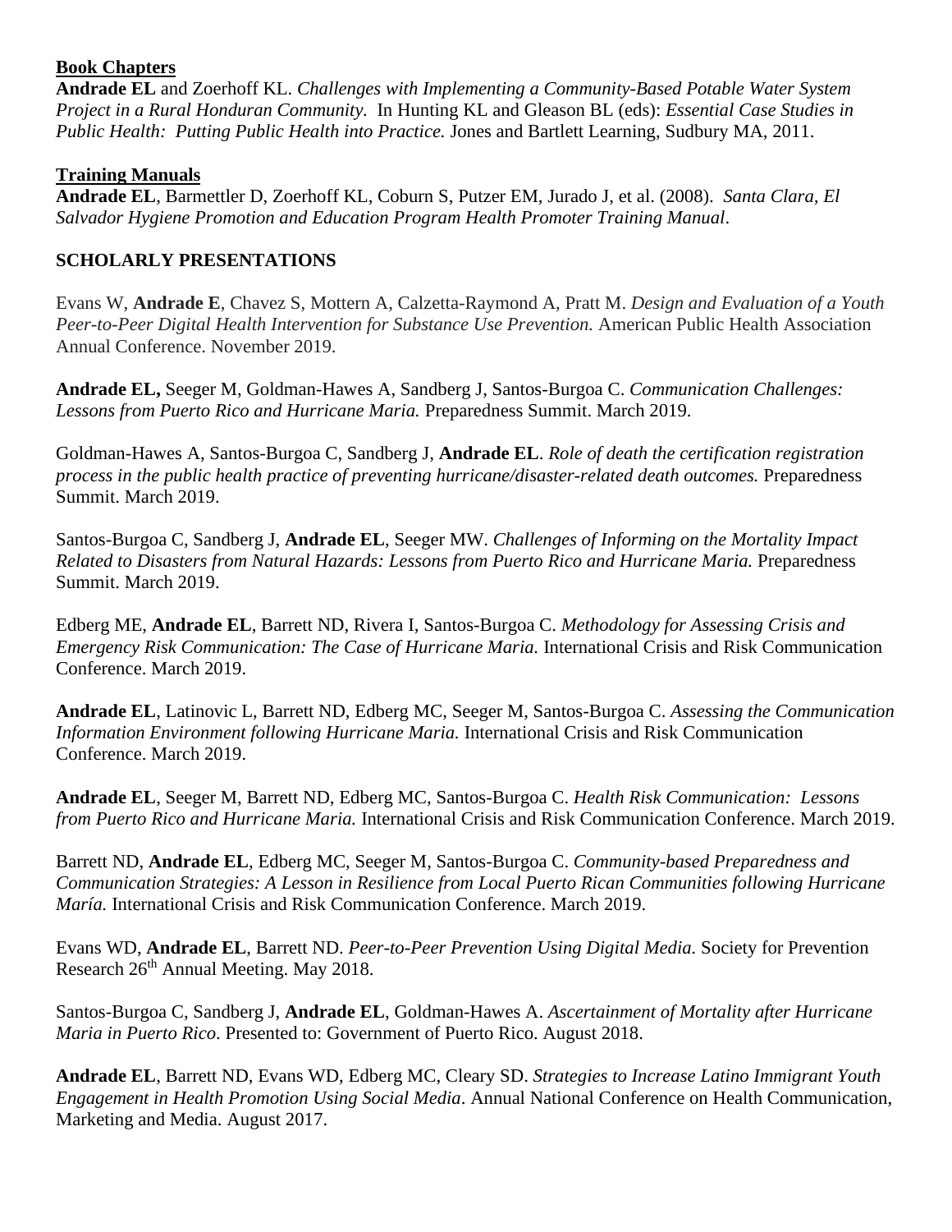**Book Chapters**

**Andrade EL** and Zoerhoff KL. *Challenges with Implementing a Community-Based Potable Water System Project in a Rural Honduran Community.* In Hunting KL and Gleason BL (eds): *Essential Case Studies in Public Health: Putting Public Health into Practice.* Jones and Bartlett Learning, Sudbury MA, 2011.

**Training Manuals**

**Andrade EL**, Barmettler D, Zoerhoff KL, Coburn S, Putzer EM, Jurado J, et al. (2008). *Santa Clara, El Salvador Hygiene Promotion and Education Program Health Promoter Training Manual*.

## SCHOLARLY PRESENTATIONS

Evans W, **Andrade E**, Chavez S, Mottern A, Calzetta-Raymond A, Pratt M. *Design and Evaluation of a Youth Peer-to-Peer Digital Health Intervention for Substance Use Prevention.* American Public Health Association Annual Conference. November 2019.

**Andrade EL,** Seeger M, Goldman-Hawes A, Sandberg J, Santos-Burgoa C. *Communication Challenges: Lessons from Puerto Rico and Hurricane Maria.* Preparedness Summit. March 2019.

Goldman-Hawes A, Santos-Burgoa C, Sandberg J, **Andrade EL**. *Role of death the certification registration process in the public health practice of preventing hurricane/disaster-related death outcomes.* Preparedness Summit. March 2019.

Santos-Burgoa C, Sandberg J, **Andrade EL**, Seeger MW. *Challenges of Informing on the Mortality Impact Related to Disasters from Natural Hazards: Lessons from Puerto Rico and Hurricane Maria.* Preparedness Summit. March 2019.

Edberg ME, **Andrade EL**, Barrett ND, Rivera I, Santos-Burgoa C. *Methodology for Assessing Crisis and Emergency Risk Communication: The Case of Hurricane Maria.* International Crisis and Risk Communication Conference. March 2019.

**Andrade EL**, Latinovic L, Barrett ND, Edberg MC, Seeger M, Santos-Burgoa C. *Assessing the Communication Information Environment following Hurricane Maria.* International Crisis and Risk Communication Conference. March 2019.

**Andrade EL**, Seeger M, Barrett ND, Edberg MC, Santos-Burgoa C. *Health Risk Communication: Lessons from Puerto Rico and Hurricane Maria.* International Crisis and Risk Communication Conference. March 2019.

Barrett ND, **Andrade EL**, Edberg MC, Seeger M, Santos-Burgoa C. *Community-based Preparedness and Communication Strategies: A Lesson in Resilience from Local Puerto Rican Communities following Hurricane María.* International Crisis and Risk Communication Conference. March 2019.

Evans WD, **Andrade EL**, Barrett ND. *Peer-to-Peer Prevention Using Digital Media.* Society for Prevention Research 26th Annual Meeting. May 2018.

Santos-Burgoa C, Sandberg J, **Andrade EL**, Goldman-Hawes A. *Ascertainment of Mortality after Hurricane Maria in Puerto Rico*. Presented to: Government of Puerto Rico. August 2018.

**Andrade EL**, Barrett ND, Evans WD, Edberg MC, Cleary SD. *Strategies to Increase Latino Immigrant Youth Engagement in Health Promotion Using Social Media*. Annual National Conference on Health Communication, Marketing and Media. August 2017.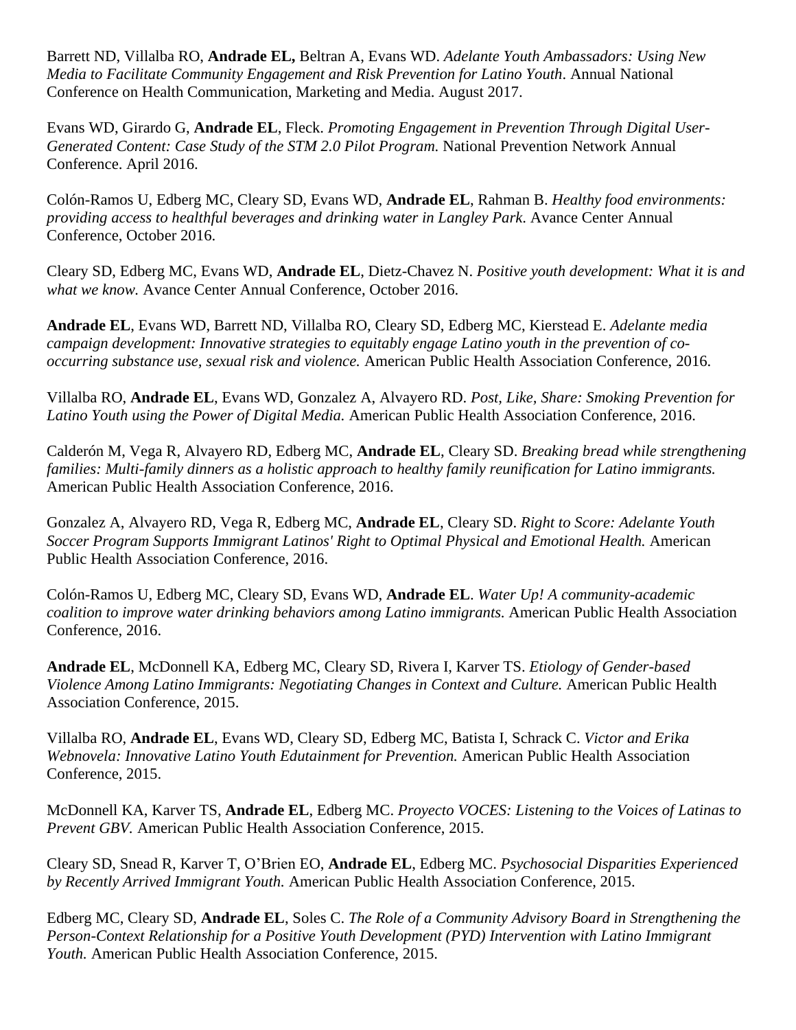Barrett ND, Villalba RO, **Andrade EL,** Beltran A, Evans WD. *Adelante Youth Ambassadors: Using New Media to Facilitate Community Engagement and Risk Prevention for Latino Youth*. Annual National Conference on Health Communication, Marketing and Media. August 2017.

Evans WD, Girardo G, **Andrade EL**, Fleck. *Promoting Engagement in Prevention Through Digital User-Generated Content: Case Study of the STM 2.0 Pilot Program.* National Prevention Network Annual Conference. April 2016.

Colón-Ramos U, Edberg MC, Cleary SD, Evans WD, **Andrade EL**, Rahman B. *Healthy food environments: providing access to healthful beverages and drinking water in Langley Park.* Avance Center Annual Conference, October 2016.

Cleary SD, Edberg MC, Evans WD, **Andrade EL**, Dietz-Chavez N. *Positive youth development: What it is and what we know.* Avance Center Annual Conference, October 2016.

**Andrade EL**, Evans WD, Barrett ND, Villalba RO, Cleary SD, Edberg MC, Kierstead E. *Adelante media campaign development: Innovative strategies to equitably engage Latino youth in the prevention of co-occurring substance use, sexual risk and violence.* American Public Health Association Conference, 2016.

Villalba RO, **Andrade EL**, Evans WD, Gonzalez A, Alvayero RD. *Post, Like, Share: Smoking Prevention for Latino Youth using the Power of Digital Media.* American Public Health Association Conference, 2016.

Calderón M, Vega R, Alvayero RD, Edberg MC, **Andrade EL**, Cleary SD. *Breaking bread while strengthening families: Multi-family dinners as a holistic approach to healthy family reunification for Latino immigrants.* American Public Health Association Conference, 2016.

Gonzalez A, Alvayero RD, Vega R, Edberg MC, **Andrade EL**, Cleary SD. *Right to Score: Adelante Youth Soccer Program Supports Immigrant Latinos' Right to Optimal Physical and Emotional Health.* American Public Health Association Conference, 2016.

Colón-Ramos U, Edberg MC, Cleary SD, Evans WD, **Andrade EL**. *Water Up! A community-academic coalition to improve water drinking behaviors among Latino immigrants.* American Public Health Association Conference, 2016.

**Andrade EL**, McDonnell KA, Edberg MC, Cleary SD, Rivera I, Karver TS. *Etiology of Gender-based Violence Among Latino Immigrants: Negotiating Changes in Context and Culture.* American Public Health Association Conference, 2015.

Villalba RO, **Andrade EL**, Evans WD, Cleary SD, Edberg MC, Batista I, Schrack C. *Victor and Erika Webnovela: Innovative Latino Youth Edutainment for Prevention.* American Public Health Association Conference, 2015.

McDonnell KA, Karver TS, **Andrade EL**, Edberg MC. *Proyecto VOCES: Listening to the Voices of Latinas to Prevent GBV.* American Public Health Association Conference, 2015.

Cleary SD, Snead R, Karver T, O'Brien EO, **Andrade EL**, Edberg MC. *Psychosocial Disparities Experienced by Recently Arrived Immigrant Youth.* American Public Health Association Conference, 2015.

Edberg MC, Cleary SD, **Andrade EL**, Soles C. *The Role of a Community Advisory Board in Strengthening the Person-Context Relationship for a Positive Youth Development (PYD) Intervention with Latino Immigrant Youth.* American Public Health Association Conference, 2015.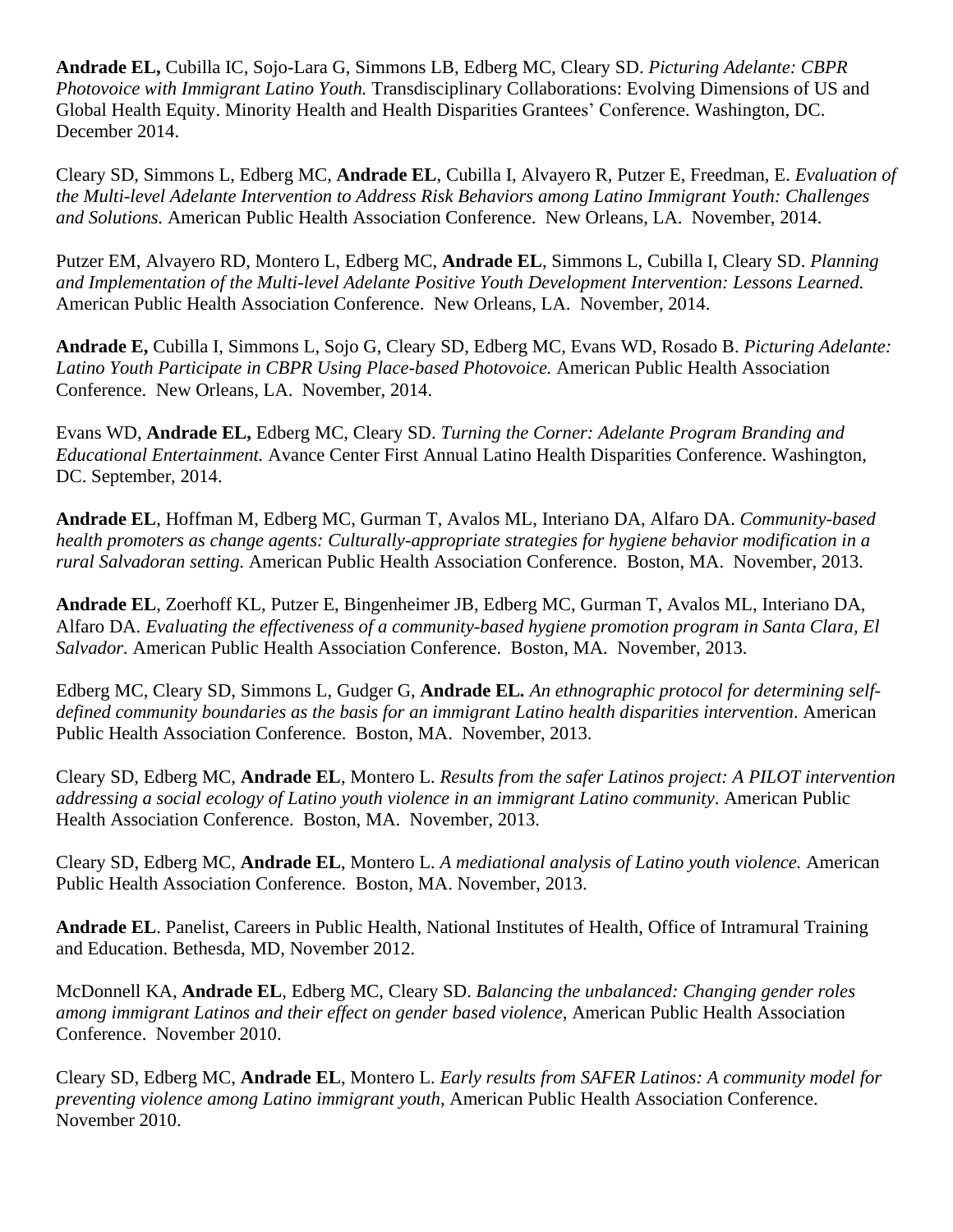**Andrade EL,** Cubilla IC, Sojo-Lara G, Simmons LB, Edberg MC, Cleary SD. *Picturing Adelante: CBPR Photovoice with Immigrant Latino Youth.* Transdisciplinary Collaborations: Evolving Dimensions of US and Global Health Equity. Minority Health and Health Disparities Grantees' Conference. Washington, DC. December 2014.

Cleary SD, Simmons L, Edberg MC, **Andrade EL**, Cubilla I, Alvayero R, Putzer E, Freedman, E. *Evaluation of the Multi-level Adelante Intervention to Address Risk Behaviors among Latino Immigrant Youth: Challenges and Solutions.* American Public Health Association Conference. New Orleans, LA. November, 2014.

Putzer EM, Alvayero RD, Montero L, Edberg MC, **Andrade EL**, Simmons L, Cubilla I, Cleary SD. *Planning and Implementation of the Multi-level Adelante Positive Youth Development Intervention: Lessons Learned.* American Public Health Association Conference. New Orleans, LA. November, 2014.

**Andrade E,** Cubilla I, Simmons L, Sojo G, Cleary SD, Edberg MC, Evans WD, Rosado B. *Picturing Adelante: Latino Youth Participate in CBPR Using Place-based Photovoice.* American Public Health Association Conference. New Orleans, LA. November, 2014.

Evans WD, **Andrade EL,** Edberg MC, Cleary SD. *Turning the Corner: Adelante Program Branding and Educational Entertainment.* Avance Center First Annual Latino Health Disparities Conference. Washington, DC. September, 2014.

**Andrade EL**, Hoffman M, Edberg MC, Gurman T, Avalos ML, Interiano DA, Alfaro DA. *Community-based health promoters as change agents: Culturally-appropriate strategies for hygiene behavior modification in a rural Salvadoran setting.* American Public Health Association Conference. Boston, MA. November, 2013.

**Andrade EL**, Zoerhoff KL, Putzer E, Bingenheimer JB, Edberg MC, Gurman T, Avalos ML, Interiano DA, Alfaro DA. *Evaluating the effectiveness of a community-based hygiene promotion program in Santa Clara, El Salvador.* American Public Health Association Conference. Boston, MA. November, 2013.

Edberg MC, Cleary SD, Simmons L, Gudger G, **Andrade EL.** *An ethnographic protocol for determining self-defined community boundaries as the basis for an immigrant Latino health disparities intervention*. American Public Health Association Conference. Boston, MA. November, 2013.

Cleary SD, Edberg MC, **Andrade EL**, Montero L. *Results from the safer Latinos project: A PILOT intervention addressing a social ecology of Latino youth violence in an immigrant Latino community*. American Public Health Association Conference. Boston, MA. November, 2013.

Cleary SD, Edberg MC, **Andrade EL**, Montero L. *A mediational analysis of Latino youth violence.* American Public Health Association Conference. Boston, MA. November, 2013.

**Andrade EL**. Panelist, Careers in Public Health, National Institutes of Health, Office of Intramural Training and Education. Bethesda, MD, November 2012.

McDonnell KA, **Andrade EL**, Edberg MC, Cleary SD. *Balancing the unbalanced: Changing gender roles among immigrant Latinos and their effect on gender based violence*, American Public Health Association Conference. November 2010.

Cleary SD, Edberg MC, **Andrade EL**, Montero L. *Early results from SAFER Latinos: A community model for preventing violence among Latino immigrant youth*, American Public Health Association Conference. November 2010.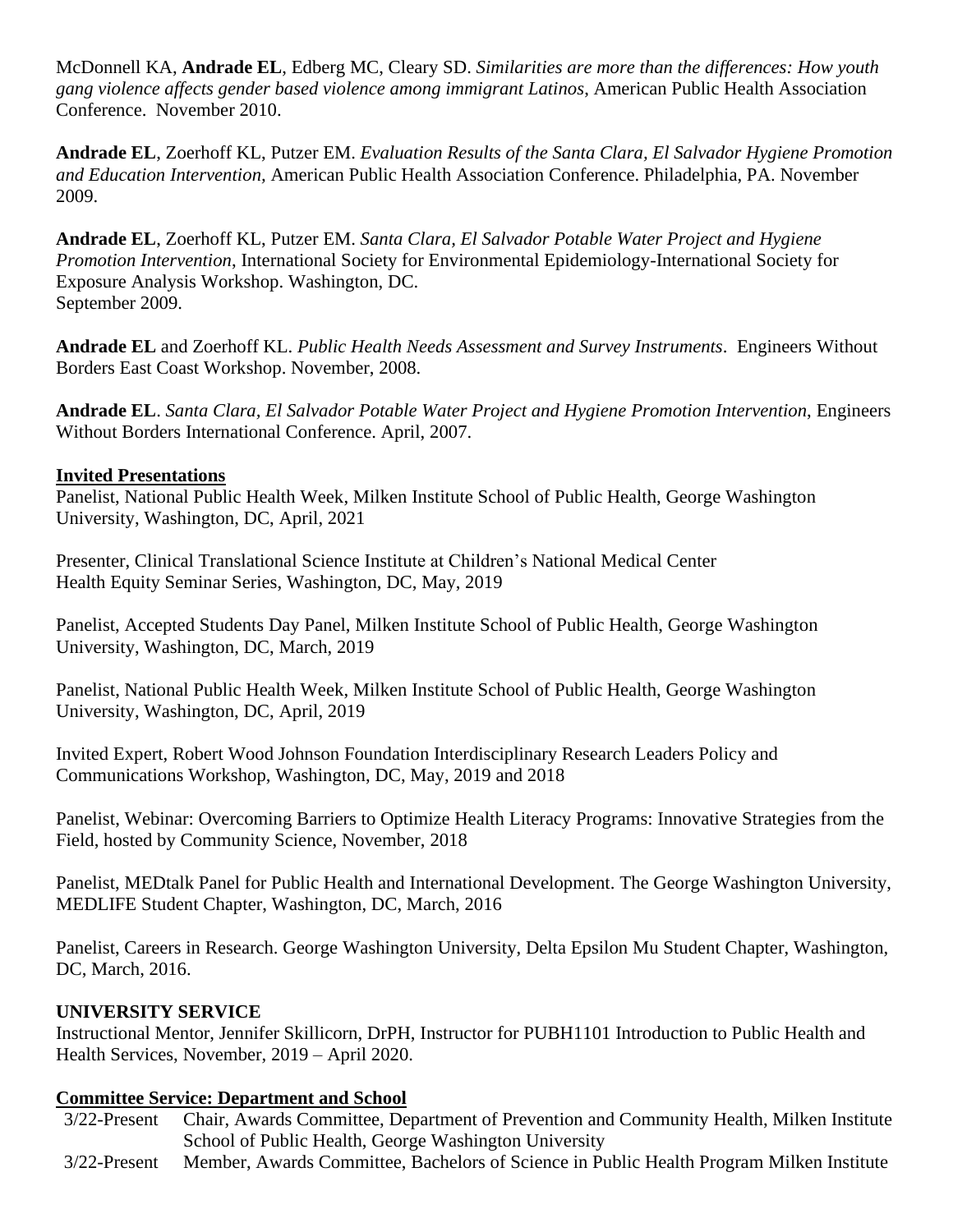McDonnell KA, **Andrade EL**, Edberg MC, Cleary SD. *Similarities are more than the differences: How youth gang violence affects gender based violence among immigrant Latinos*, American Public Health Association Conference. November 2010.

**Andrade EL**, Zoerhoff KL, Putzer EM. *Evaluation Results of the Santa Clara, El Salvador Hygiene Promotion and Education Intervention,* American Public Health Association Conference. Philadelphia, PA. November 2009.

**Andrade EL**, Zoerhoff KL, Putzer EM. *Santa Clara, El Salvador Potable Water Project and Hygiene Promotion Intervention*, International Society for Environmental Epidemiology-International Society for Exposure Analysis Workshop. Washington, DC. September 2009.

**Andrade EL** and Zoerhoff KL. *Public Health Needs Assessment and Survey Instruments*. Engineers Without Borders East Coast Workshop. November, 2008.

**Andrade EL**. *Santa Clara, El Salvador Potable Water Project and Hygiene Promotion Intervention*, Engineers Without Borders International Conference. April, 2007.

**Invited Presentations**

Panelist, National Public Health Week, Milken Institute School of Public Health, George Washington University, Washington, DC, April, 2021

Presenter, Clinical Translational Science Institute at Children's National Medical Center Health Equity Seminar Series, Washington, DC, May, 2019

Panelist, Accepted Students Day Panel, Milken Institute School of Public Health, George Washington University, Washington, DC, March, 2019

Panelist, National Public Health Week, Milken Institute School of Public Health, George Washington University, Washington, DC, April, 2019

Invited Expert, Robert Wood Johnson Foundation Interdisciplinary Research Leaders Policy and Communications Workshop, Washington, DC, May, 2019 and 2018

Panelist, Webinar: Overcoming Barriers to Optimize Health Literacy Programs: Innovative Strategies from the Field, hosted by Community Science, November, 2018

Panelist, MEDtalk Panel for Public Health and International Development. The George Washington University, MEDLIFE Student Chapter, Washington, DC, March, 2016

Panelist, Careers in Research. George Washington University, Delta Epsilon Mu Student Chapter, Washington, DC, March, 2016.

## UNIVERSITY SERVICE

Instructional Mentor, Jennifer Skillicorn, DrPH, Instructor for PUBH1101 Introduction to Public Health and Health Services, November, 2019 – April 2020.

**Committee Service: Department and School**

3/22-Present Chair, Awards Committee, Department of Prevention and Community Health, Milken Institute School of Public Health, George Washington University

3/22-Present Member, Awards Committee, Bachelors of Science in Public Health Program Milken Institute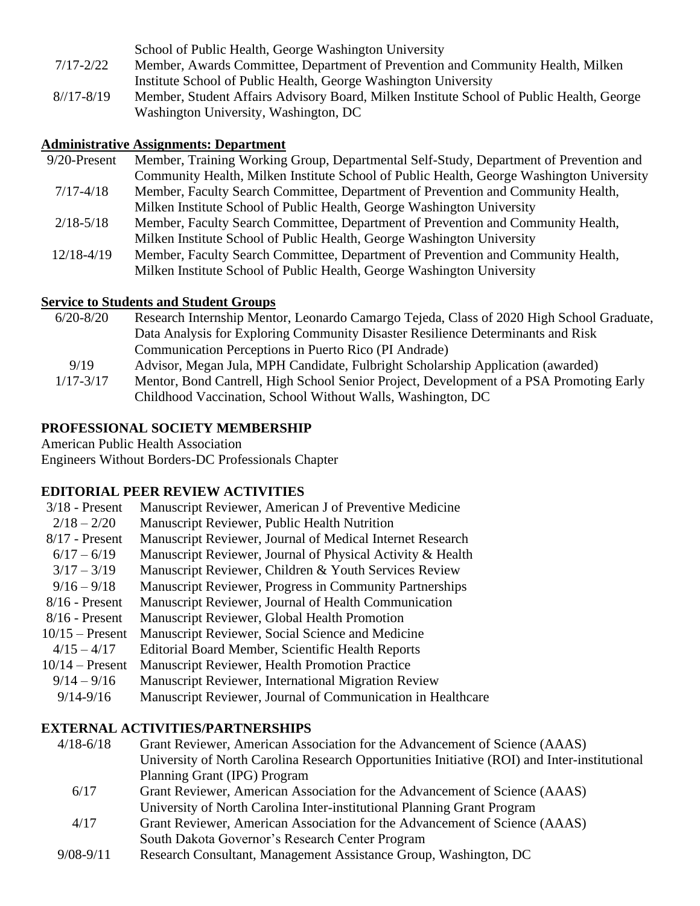School of Public Health, George Washington University

| | |
|---|---|
| 7/17-2/22 | Member, Awards Committee, Department of Prevention and Community Health, Milken Institute School of Public Health, George Washington University |
| 8//17-8/19 | Member, Student Affairs Advisory Board, Milken Institute School of Public Health, George Washington University, Washington, DC |

**Administrative Assignments: Department**

| | |
|---|---|
| 9/20-Present | Member, Training Working Group, Departmental Self-Study, Department of Prevention and Community Health, Milken Institute School of Public Health, George Washington University |
| 7/17-4/18 | Member, Faculty Search Committee, Department of Prevention and Community Health, Milken Institute School of Public Health, George Washington University |
| 2/18-5/18 | Member, Faculty Search Committee, Department of Prevention and Community Health, Milken Institute School of Public Health, George Washington University |
| 12/18-4/19 | Member, Faculty Search Committee, Department of Prevention and Community Health, Milken Institute School of Public Health, George Washington University |

**Service to Students and Student Groups**

| | |
|---|---|
| 6/20-8/20 | Research Internship Mentor, Leonardo Camargo Tejeda, Class of 2020 High School Graduate, Data Analysis for Exploring Community Disaster Resilience Determinants and Risk Communication Perceptions in Puerto Rico (PI Andrade) |
| 9/19 | Advisor, Megan Jula, MPH Candidate, Fulbright Scholarship Application (awarded) |
| 1/17-3/17 | Mentor, Bond Cantrell, High School Senior Project, Development of a PSA Promoting Early Childhood Vaccination, School Without Walls, Washington, DC |

## PROFESSIONAL SOCIETY MEMBERSHIP

American Public Health Association
Engineers Without Borders-DC Professionals Chapter

## EDITORIAL PEER REVIEW ACTIVITIES

| | |
|---|---|
| 3/18 - Present | Manuscript Reviewer, American J of Preventive Medicine |
| 2/18 – 2/20 | Manuscript Reviewer, Public Health Nutrition |
| 8/17 - Present | Manuscript Reviewer, Journal of Medical Internet Research |
| 6/17 – 6/19 | Manuscript Reviewer, Journal of Physical Activity & Health |
| 3/17 – 3/19 | Manuscript Reviewer, Children & Youth Services Review |
| 9/16 – 9/18 | Manuscript Reviewer, Progress in Community Partnerships |
| 8/16 - Present | Manuscript Reviewer, Journal of Health Communication |
| 8/16 - Present | Manuscript Reviewer, Global Health Promotion |
| 10/15 – Present | Manuscript Reviewer, Social Science and Medicine |
| 4/15 – 4/17 | Editorial Board Member, Scientific Health Reports |
| 10/14 – Present | Manuscript Reviewer, Health Promotion Practice |
| 9/14 – 9/16 | Manuscript Reviewer, International Migration Review |
| 9/14-9/16 | Manuscript Reviewer, Journal of Communication in Healthcare |

## EXTERNAL ACTIVITIES/PARTNERSHIPS

| | |
|---|---|
| 4/18-6/18 | Grant Reviewer, American Association for the Advancement of Science (AAAS) University of North Carolina Research Opportunities Initiative (ROI) and Inter-institutional Planning Grant (IPG) Program |
| 6/17 | Grant Reviewer, American Association for the Advancement of Science (AAAS) University of North Carolina Inter-institutional Planning Grant Program |
| 4/17 | Grant Reviewer, American Association for the Advancement of Science (AAAS) South Dakota Governor's Research Center Program |
| 9/08-9/11 | Research Consultant, Management Assistance Group, Washington, DC |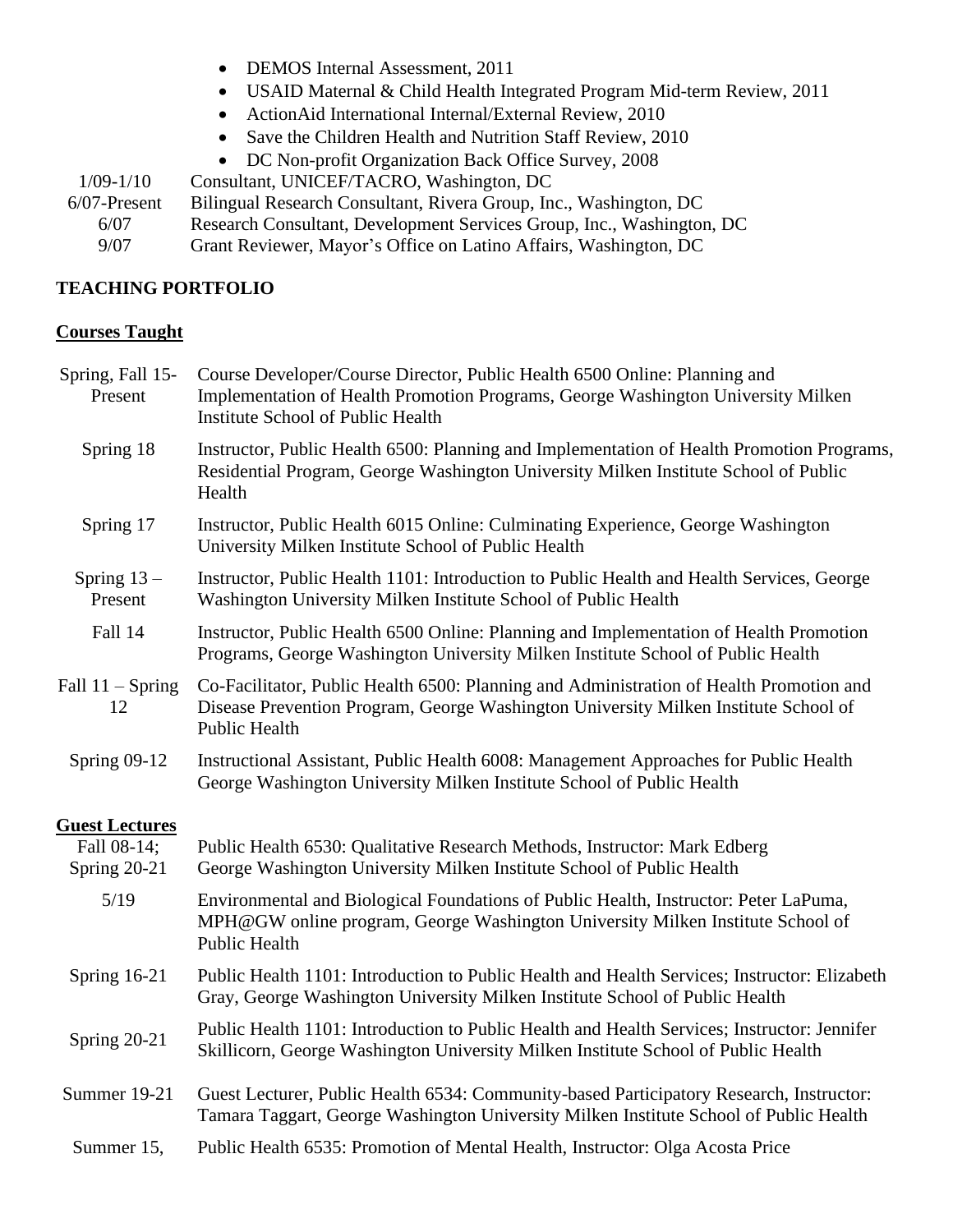- DEMOS Internal Assessment, 2011
- USAID Maternal & Child Health Integrated Program Mid-term Review, 2011
- ActionAid International Internal/External Review, 2010
- Save the Children Health and Nutrition Staff Review, 2010
- DC Non-profit Organization Back Office Survey, 2008

| | |
|---|---|
| 1/09-1/10 | Consultant, UNICEF/TACRO, Washington, DC |
| 6/07-Present | Bilingual Research Consultant, Rivera Group, Inc., Washington, DC |
| 6/07 | Research Consultant, Development Services Group, Inc., Washington, DC |
| 9/07 | Grant Reviewer, Mayor's Office on Latino Affairs, Washington, DC |

## TEACHING PORTFOLIO

### Courses Taught

| | |
|---|---|
| Spring, Fall 15-Present | Course Developer/Course Director, Public Health 6500 Online: Planning and Implementation of Health Promotion Programs, George Washington University Milken Institute School of Public Health |
| Spring 18 | Instructor, Public Health 6500: Planning and Implementation of Health Promotion Programs, Residential Program, George Washington University Milken Institute School of Public Health |
| Spring 17 | Instructor, Public Health 6015 Online: Culminating Experience, George Washington University Milken Institute School of Public Health |
| Spring 13 – Present | Instructor, Public Health 1101: Introduction to Public Health and Health Services, George Washington University Milken Institute School of Public Health |
| Fall 14 | Instructor, Public Health 6500 Online: Planning and Implementation of Health Promotion Programs, George Washington University Milken Institute School of Public Health |
| Fall 11 – Spring 12 | Co-Facilitator, Public Health 6500: Planning and Administration of Health Promotion and Disease Prevention Program, George Washington University Milken Institute School of Public Health |
| Spring 09-12 | Instructional Assistant, Public Health 6008: Management Approaches for Public Health George Washington University Milken Institute School of Public Health |

### Guest Lectures

| | |
|---|---|
| Fall 08-14; Spring 20-21 | Public Health 6530: Qualitative Research Methods, Instructor: Mark Edberg George Washington University Milken Institute School of Public Health |
| 5/19 | Environmental and Biological Foundations of Public Health, Instructor: Peter LaPuma, MPH@GW online program, George Washington University Milken Institute School of Public Health |
| Spring 16-21 | Public Health 1101: Introduction to Public Health and Health Services; Instructor: Elizabeth Gray, George Washington University Milken Institute School of Public Health |
| Spring 20-21 | Public Health 1101: Introduction to Public Health and Health Services; Instructor: Jennifer Skillicorn, George Washington University Milken Institute School of Public Health |
| Summer 19-21 | Guest Lecturer, Public Health 6534: Community-based Participatory Research, Instructor: Tamara Taggart, George Washington University Milken Institute School of Public Health |
| Summer 15, | Public Health 6535: Promotion of Mental Health, Instructor: Olga Acosta Price |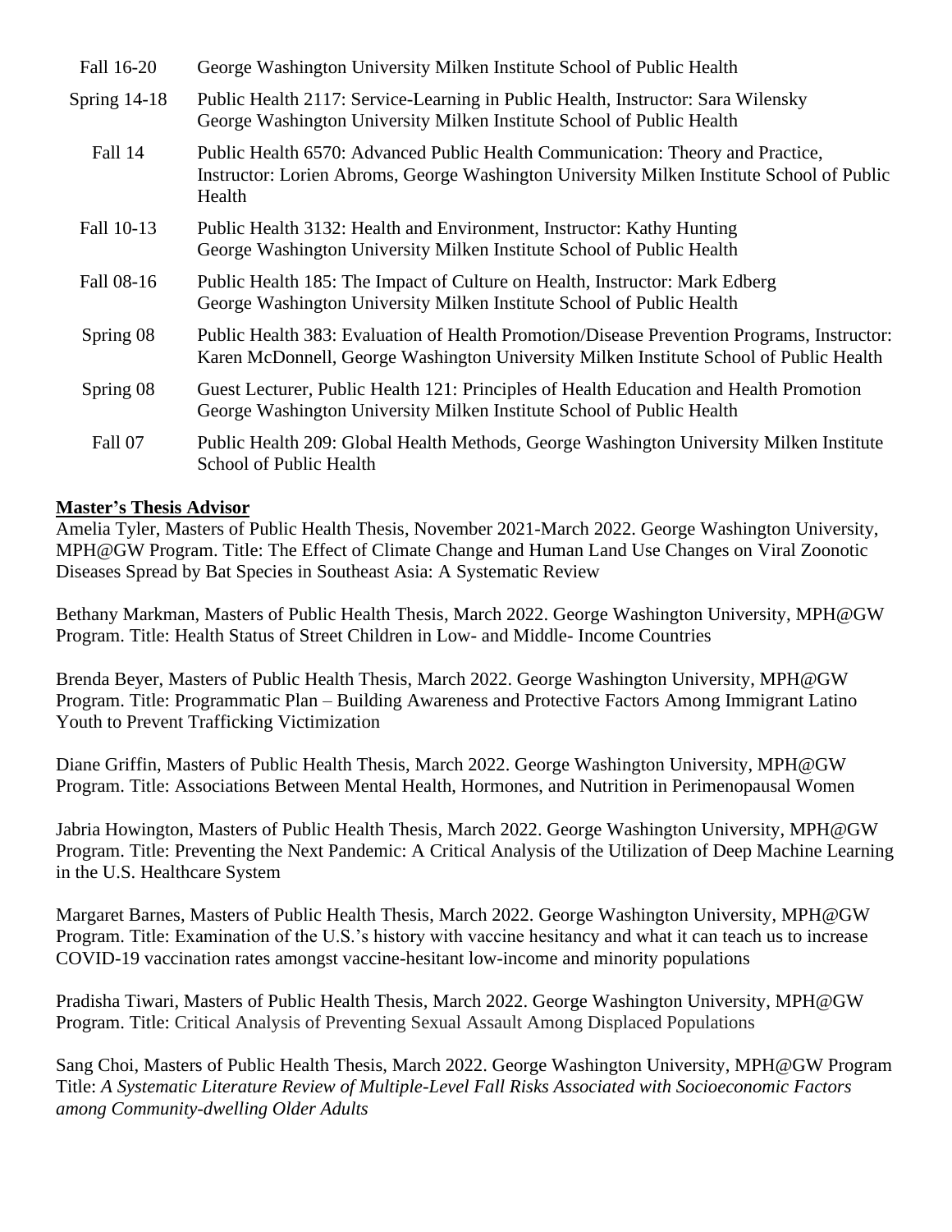| | |
|---|---|
| Fall 16-20 | George Washington University Milken Institute School of Public Health |
| Spring 14-18 | Public Health 2117: Service-Learning in Public Health, Instructor: Sara Wilensky George Washington University Milken Institute School of Public Health |
| Fall 14 | Public Health 6570: Advanced Public Health Communication: Theory and Practice, Instructor: Lorien Abroms, George Washington University Milken Institute School of Public Health |
| Fall 10-13 | Public Health 3132: Health and Environment, Instructor: Kathy Hunting George Washington University Milken Institute School of Public Health |
| Fall 08-16 | Public Health 185: The Impact of Culture on Health, Instructor: Mark Edberg George Washington University Milken Institute School of Public Health |
| Spring 08 | Public Health 383: Evaluation of Health Promotion/Disease Prevention Programs, Instructor: Karen McDonnell, George Washington University Milken Institute School of Public Health |
| Spring 08 | Guest Lecturer, Public Health 121: Principles of Health Education and Health Promotion George Washington University Milken Institute School of Public Health |
| Fall 07 | Public Health 209: Global Health Methods, George Washington University Milken Institute School of Public Health |

**Master's Thesis Advisor**

Amelia Tyler, Masters of Public Health Thesis, November 2021-March 2022. George Washington University, MPH@GW Program. Title: The Effect of Climate Change and Human Land Use Changes on Viral Zoonotic Diseases Spread by Bat Species in Southeast Asia: A Systematic Review

Bethany Markman, Masters of Public Health Thesis, March 2022. George Washington University, MPH@GW Program. Title: Health Status of Street Children in Low- and Middle- Income Countries

Brenda Beyer, Masters of Public Health Thesis, March 2022. George Washington University, MPH@GW Program. Title: Programmatic Plan – Building Awareness and Protective Factors Among Immigrant Latino Youth to Prevent Trafficking Victimization

Diane Griffin, Masters of Public Health Thesis, March 2022. George Washington University, MPH@GW Program. Title: Associations Between Mental Health, Hormones, and Nutrition in Perimenopausal Women

Jabria Howington, Masters of Public Health Thesis, March 2022. George Washington University, MPH@GW Program. Title: Preventing the Next Pandemic: A Critical Analysis of the Utilization of Deep Machine Learning in the U.S. Healthcare System

Margaret Barnes, Masters of Public Health Thesis, March 2022. George Washington University, MPH@GW Program. Title: Examination of the U.S.'s history with vaccine hesitancy and what it can teach us to increase COVID-19 vaccination rates amongst vaccine-hesitant low-income and minority populations

Pradisha Tiwari, Masters of Public Health Thesis, March 2022. George Washington University, MPH@GW Program. Title: Critical Analysis of Preventing Sexual Assault Among Displaced Populations

Sang Choi, Masters of Public Health Thesis, March 2022. George Washington University, MPH@GW Program Title: *A Systematic Literature Review of Multiple-Level Fall Risks Associated with Socioeconomic Factors among Community-dwelling Older Adults*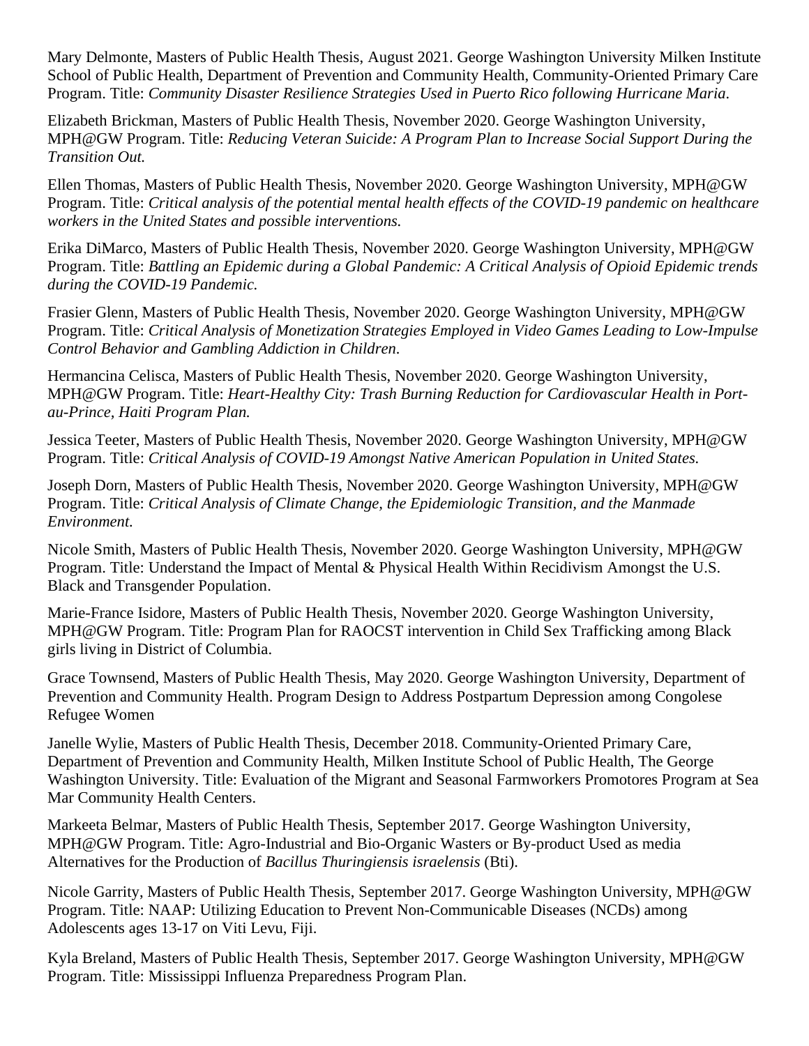Mary Delmonte, Masters of Public Health Thesis, August 2021. George Washington University Milken Institute School of Public Health, Department of Prevention and Community Health, Community-Oriented Primary Care Program. Title: *Community Disaster Resilience Strategies Used in Puerto Rico following Hurricane Maria*.

Elizabeth Brickman, Masters of Public Health Thesis, November 2020. George Washington University, MPH@GW Program. Title: *Reducing Veteran Suicide: A Program Plan to Increase Social Support During the Transition Out.*

Ellen Thomas, Masters of Public Health Thesis, November 2020. George Washington University, MPH@GW Program. Title: *Critical analysis of the potential mental health effects of the COVID-19 pandemic on healthcare workers in the United States and possible interventions.*

Erika DiMarco, Masters of Public Health Thesis, November 2020. George Washington University, MPH@GW Program. Title: *Battling an Epidemic during a Global Pandemic: A Critical Analysis of Opioid Epidemic trends during the COVID-19 Pandemic.*

Frasier Glenn, Masters of Public Health Thesis, November 2020. George Washington University, MPH@GW Program. Title: *Critical Analysis of Monetization Strategies Employed in Video Games Leading to Low-Impulse Control Behavior and Gambling Addiction in Children*.

Hermancina Celisca, Masters of Public Health Thesis, November 2020. George Washington University, MPH@GW Program. Title: *Heart-Healthy City: Trash Burning Reduction for Cardiovascular Health in Port-au-Prince, Haiti Program Plan.*

Jessica Teeter, Masters of Public Health Thesis, November 2020. George Washington University, MPH@GW Program. Title: *Critical Analysis of COVID-19 Amongst Native American Population in United States.*

Joseph Dorn, Masters of Public Health Thesis, November 2020. George Washington University, MPH@GW Program. Title: *Critical Analysis of Climate Change, the Epidemiologic Transition, and the Manmade Environment.*

Nicole Smith, Masters of Public Health Thesis, November 2020. George Washington University, MPH@GW Program. Title: Understand the Impact of Mental & Physical Health Within Recidivism Amongst the U.S. Black and Transgender Population.

Marie-France Isidore, Masters of Public Health Thesis, November 2020. George Washington University, MPH@GW Program. Title: Program Plan for RAOCST intervention in Child Sex Trafficking among Black girls living in District of Columbia.

Grace Townsend, Masters of Public Health Thesis, May 2020. George Washington University, Department of Prevention and Community Health. Program Design to Address Postpartum Depression among Congolese Refugee Women

Janelle Wylie, Masters of Public Health Thesis, December 2018. Community-Oriented Primary Care, Department of Prevention and Community Health, Milken Institute School of Public Health, The George Washington University. Title: Evaluation of the Migrant and Seasonal Farmworkers Promotores Program at Sea Mar Community Health Centers.

Markeeta Belmar, Masters of Public Health Thesis, September 2017. George Washington University, MPH@GW Program. Title: Agro-Industrial and Bio-Organic Wasters or By-product Used as media Alternatives for the Production of *Bacillus Thuringiensis israelensis* (Bti).

Nicole Garrity, Masters of Public Health Thesis, September 2017. George Washington University, MPH@GW Program. Title: NAAP: Utilizing Education to Prevent Non-Communicable Diseases (NCDs) among Adolescents ages 13-17 on Viti Levu, Fiji.

Kyla Breland, Masters of Public Health Thesis, September 2017. George Washington University, MPH@GW Program. Title: Mississippi Influenza Preparedness Program Plan.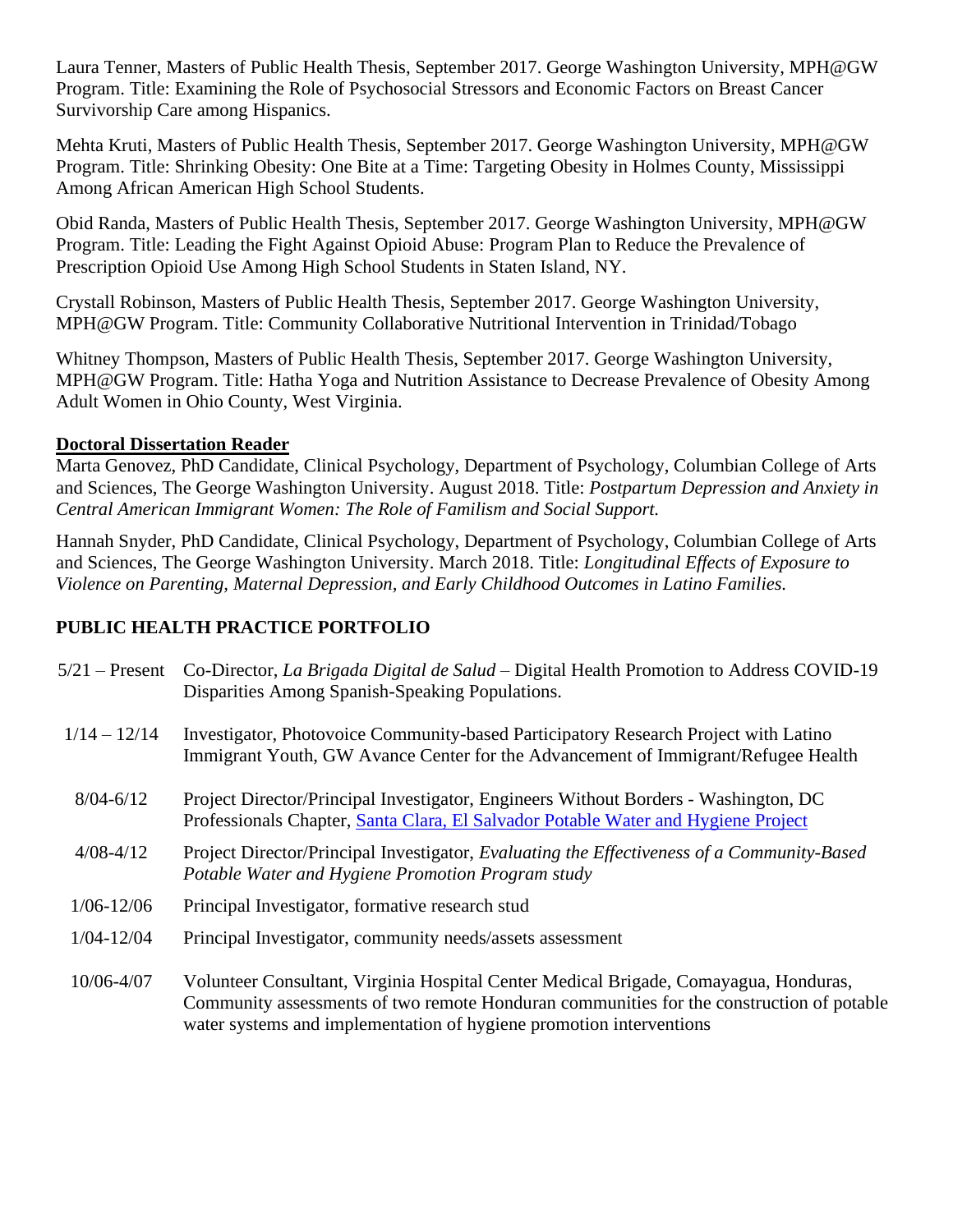Laura Tenner, Masters of Public Health Thesis, September 2017. George Washington University, MPH@GW Program. Title: Examining the Role of Psychosocial Stressors and Economic Factors on Breast Cancer Survivorship Care among Hispanics.

Mehta Kruti, Masters of Public Health Thesis, September 2017. George Washington University, MPH@GW Program. Title: Shrinking Obesity: One Bite at a Time: Targeting Obesity in Holmes County, Mississippi Among African American High School Students.

Obid Randa, Masters of Public Health Thesis, September 2017. George Washington University, MPH@GW Program. Title: Leading the Fight Against Opioid Abuse: Program Plan to Reduce the Prevalence of Prescription Opioid Use Among High School Students in Staten Island, NY.

Crystall Robinson, Masters of Public Health Thesis, September 2017. George Washington University, MPH@GW Program. Title: Community Collaborative Nutritional Intervention in Trinidad/Tobago

Whitney Thompson, Masters of Public Health Thesis, September 2017. George Washington University, MPH@GW Program. Title: Hatha Yoga and Nutrition Assistance to Decrease Prevalence of Obesity Among Adult Women in Ohio County, West Virginia.

**Doctoral Dissertation Reader**

Marta Genovez, PhD Candidate, Clinical Psychology, Department of Psychology, Columbian College of Arts and Sciences, The George Washington University. August 2018. Title: *Postpartum Depression and Anxiety in Central American Immigrant Women: The Role of Familism and Social Support.*

Hannah Snyder, PhD Candidate, Clinical Psychology, Department of Psychology, Columbian College of Arts and Sciences, The George Washington University. March 2018. Title: *Longitudinal Effects of Exposure to Violence on Parenting, Maternal Depression, and Early Childhood Outcomes in Latino Families.*

## PUBLIC HEALTH PRACTICE PORTFOLIO

| | |
|---|---|
| 5/21 – Present | Co-Director, *La Brigada Digital de Salud* – Digital Health Promotion to Address COVID-19 Disparities Among Spanish-Speaking Populations. |
| 1/14 – 12/14 | Investigator, Photovoice Community-based Participatory Research Project with Latino Immigrant Youth, GW Avance Center for the Advancement of Immigrant/Refugee Health |
| 8/04-6/12 | Project Director/Principal Investigator, Engineers Without Borders - Washington, DC Professionals Chapter, Santa Clara, El Salvador Potable Water and Hygiene Project |
| 4/08-4/12 | Project Director/Principal Investigator, *Evaluating the Effectiveness of a Community-Based Potable Water and Hygiene Promotion Program study* |
| 1/06-12/06 | Principal Investigator, formative research stud |
| 1/04-12/04 | Principal Investigator, community needs/assets assessment |
| 10/06-4/07 | Volunteer Consultant, Virginia Hospital Center Medical Brigade, Comayagua, Honduras, Community assessments of two remote Honduran communities for the construction of potable water systems and implementation of hygiene promotion interventions |